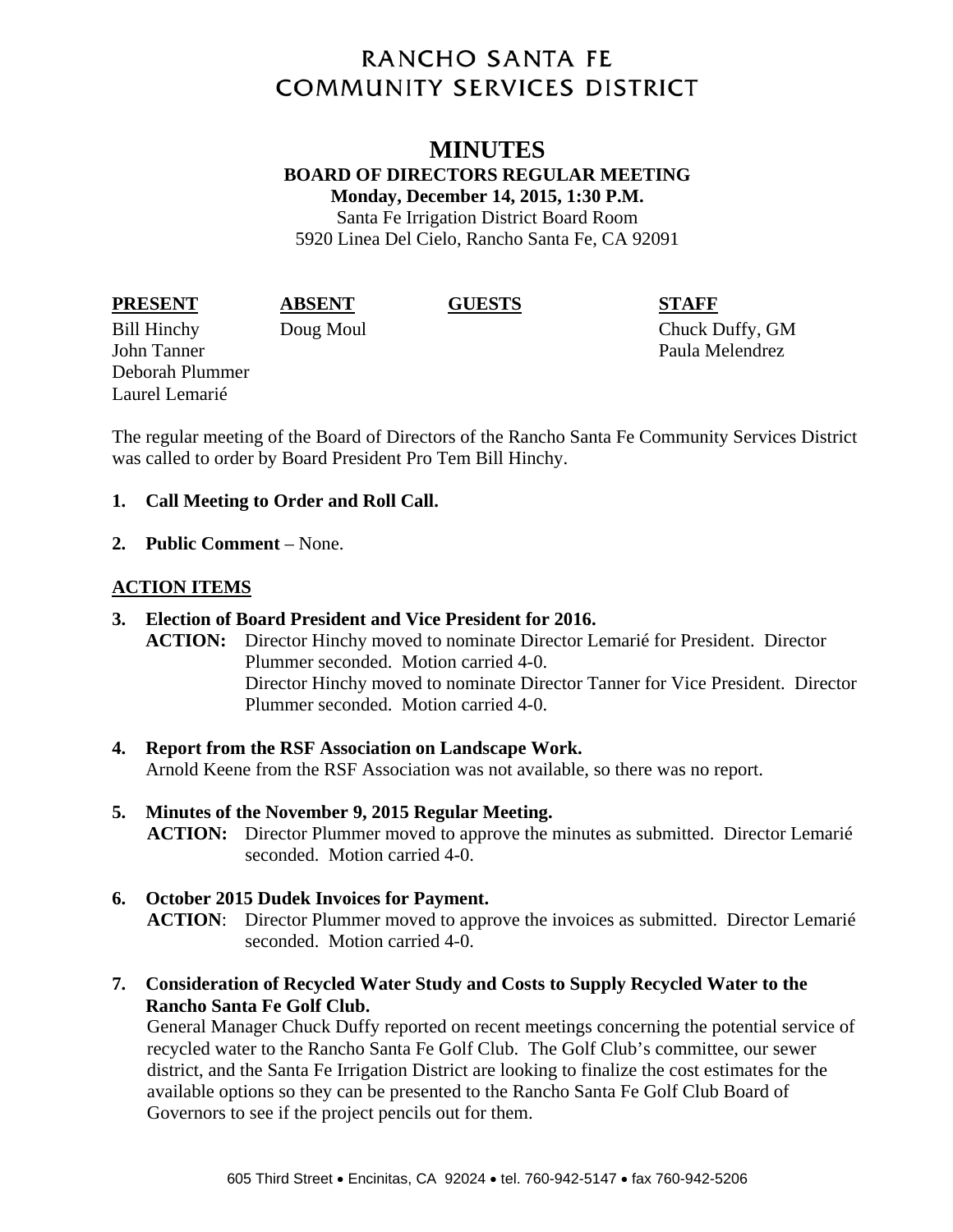# RANCHO SANTA FE COMMUNITY SERVICES DISTRICT

## MINUTES

**BOARD OF DIRECTORS REGULAR MEETING**
**Monday, December 14, 2015, 1:30 P.M.**
Santa Fe Irrigation District Board Room
5920 Linea Del Cielo, Rancho Santa Fe, CA 92091

| PRESENT | ABSENT | GUESTS | STAFF |
|---|---|---|---|
| Bill Hinchy | Doug Moul | | Chuck Duffy, GM |
| John Tanner | | | Paula Melendrez |
| Deborah Plummer | | | |
| Laurel Lemarié | | | |

The regular meeting of the Board of Directors of the Rancho Santa Fe Community Services District was called to order by Board President Pro Tem Bill Hinchy.

1. **Call Meeting to Order and Roll Call.**

2. **Public Comment** – None.

**ACTION ITEMS**

3. **Election of Board President and Vice President for 2016.**
   **ACTION:** Director Hinchy moved to nominate Director Lemarié for President. Director Plummer seconded. Motion carried 4-0.
   Director Hinchy moved to nominate Director Tanner for Vice President. Director Plummer seconded. Motion carried 4-0.

4. **Report from the RSF Association on Landscape Work.**
   Arnold Keene from the RSF Association was not available, so there was no report.

5. **Minutes of the November 9, 2015 Regular Meeting.**
   **ACTION:** Director Plummer moved to approve the minutes as submitted. Director Lemarié seconded. Motion carried 4-0.

6. **October 2015 Dudek Invoices for Payment.**
   **ACTION**: Director Plummer moved to approve the invoices as submitted. Director Lemarié seconded. Motion carried 4-0.

7. **Consideration of Recycled Water Study and Costs to Supply Recycled Water to the Rancho Santa Fe Golf Club.**
   General Manager Chuck Duffy reported on recent meetings concerning the potential service of recycled water to the Rancho Santa Fe Golf Club. The Golf Club's committee, our sewer district, and the Santa Fe Irrigation District are looking to finalize the cost estimates for the available options so they can be presented to the Rancho Santa Fe Golf Club Board of Governors to see if the project pencils out for them.

605 Third Street • Encinitas, CA 92024 • tel. 760-942-5147 • fax 760-942-5206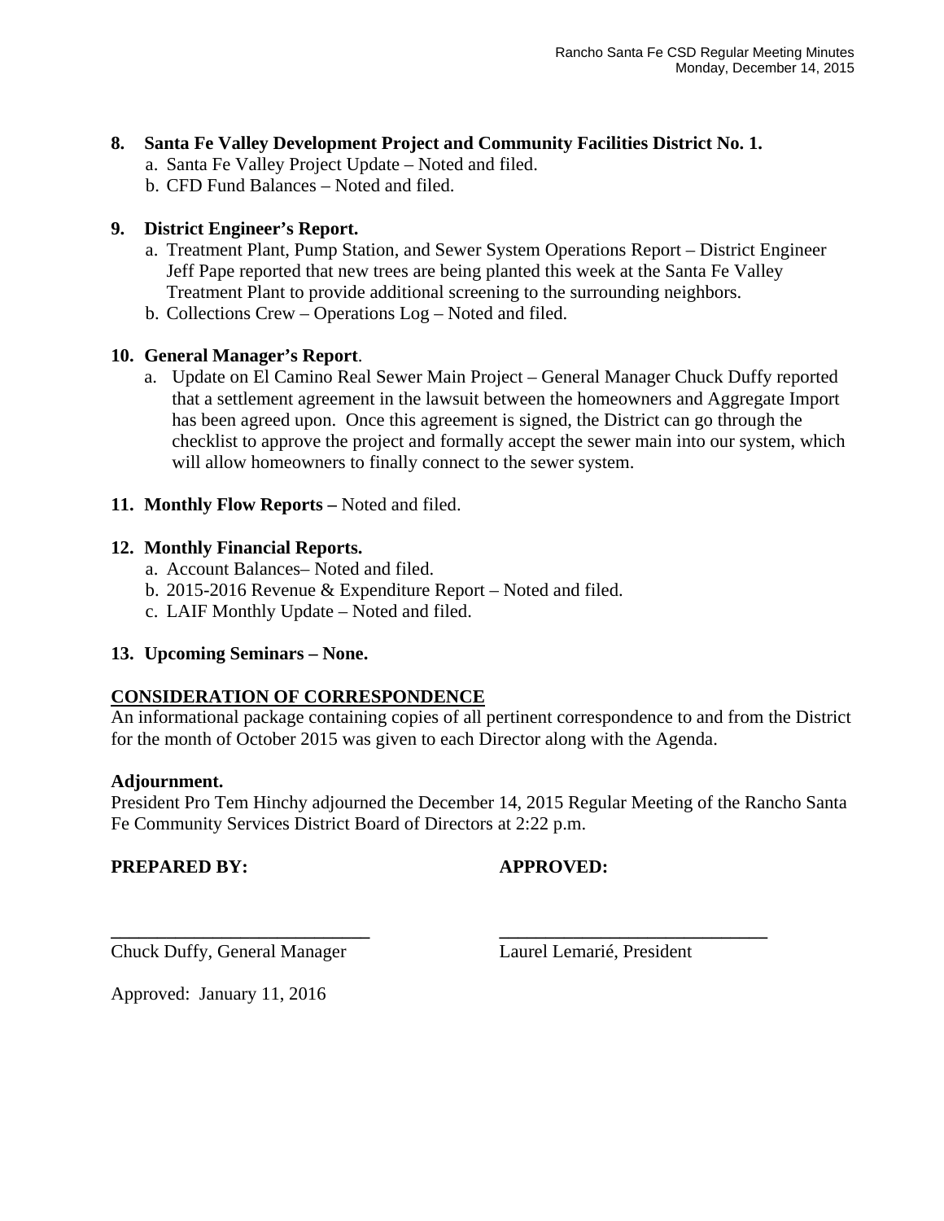**8. Santa Fe Valley Development Project and Community Facilities District No. 1.**

a. Santa Fe Valley Project Update – Noted and filed.
b. CFD Fund Balances – Noted and filed.

**9. District Engineer's Report.**

a. Treatment Plant, Pump Station, and Sewer System Operations Report – District Engineer Jeff Pape reported that new trees are being planted this week at the Santa Fe Valley Treatment Plant to provide additional screening to the surrounding neighbors.
b. Collections Crew – Operations Log – Noted and filed.

**10. General Manager's Report**.

a. Update on El Camino Real Sewer Main Project – General Manager Chuck Duffy reported that a settlement agreement in the lawsuit between the homeowners and Aggregate Import has been agreed upon. Once this agreement is signed, the District can go through the checklist to approve the project and formally accept the sewer main into our system, which will allow homeowners to finally connect to the sewer system.

**11. Monthly Flow Reports –** Noted and filed.

**12. Monthly Financial Reports.**

a. Account Balances– Noted and filed.
b. 2015-2016 Revenue & Expenditure Report – Noted and filed.
c. LAIF Monthly Update – Noted and filed.

**13. Upcoming Seminars – None.**

**CONSIDERATION OF CORRESPONDENCE**

An informational package containing copies of all pertinent correspondence to and from the District for the month of October 2015 was given to each Director along with the Agenda.

**Adjournment.**

President Pro Tem Hinchy adjourned the December 14, 2015 Regular Meeting of the Rancho Santa Fe Community Services District Board of Directors at 2:22 p.m.

**PREPARED BY:** **APPROVED:**

\_\_\_\_\_\_\_\_\_\_\_\_\_\_\_\_\_\_\_\_\_\_\_\_\_\_\_\_ \_\_\_\_\_\_\_\_\_\_\_\_\_\_\_\_\_\_\_\_\_\_\_\_\_\_\_\_\_\_

Chuck Duffy, General Manager Laurel Lemarié, President

Approved: January 11, 2016